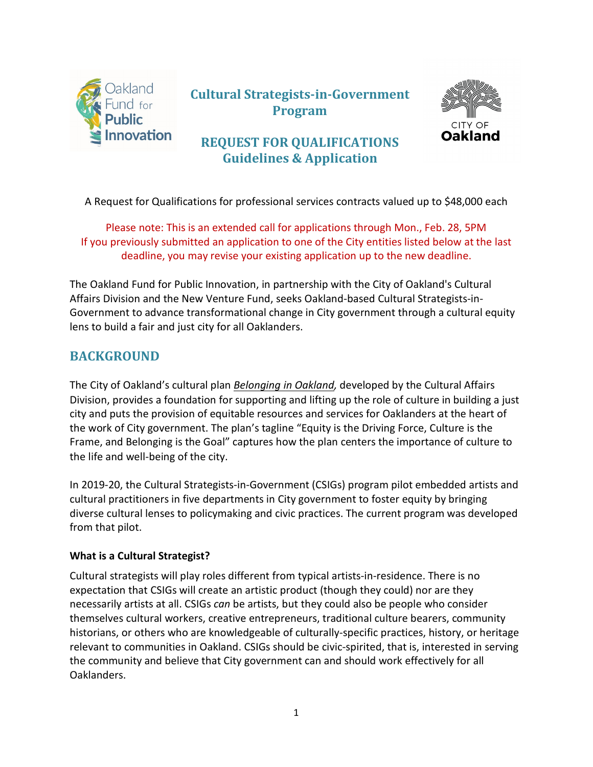# Cultural Strategists-in-Government Program

## REQUEST FOR QUALIFICATIONS Guidelines & Application

A Request for Qualifications for professional services contracts valued up to $48,000 each

Please note: This is an extended call for applications through Mon., Feb. 28, 5PM
If you previously submitted an application to one of the City entities listed below at the last deadline, you may revise your existing application up to the new deadline.

The Oakland Fund for Public Innovation, in partnership with the City of Oakland's Cultural Affairs Division and the New Venture Fund, seeks Oakland-based Cultural Strategists-in-Government to advance transformational change in City government through a cultural equity lens to build a fair and just city for all Oaklanders.

## BACKGROUND

The City of Oakland's cultural plan *Belonging in Oakland*, developed by the Cultural Affairs Division, provides a foundation for supporting and lifting up the role of culture in building a just city and puts the provision of equitable resources and services for Oaklanders at the heart of the work of City government. The plan's tagline "Equity is the Driving Force, Culture is the Frame, and Belonging is the Goal" captures how the plan centers the importance of culture to the life and well-being of the city.

In 2019-20, the Cultural Strategists-in-Government (CSIGs) program pilot embedded artists and cultural practitioners in five departments in City government to foster equity by bringing diverse cultural lenses to policymaking and civic practices. The current program was developed from that pilot.

### What is a Cultural Strategist?

Cultural strategists will play roles different from typical artists-in-residence. There is no expectation that CSIGs will create an artistic product (though they could) nor are they necessarily artists at all. CSIGs *can* be artists, but they could also be people who consider themselves cultural workers, creative entrepreneurs, traditional culture bearers, community historians, or others who are knowledgeable of culturally-specific practices, history, or heritage relevant to communities in Oakland. CSIGs should be civic-spirited, that is, interested in serving the community and believe that City government can and should work effectively for all Oaklanders.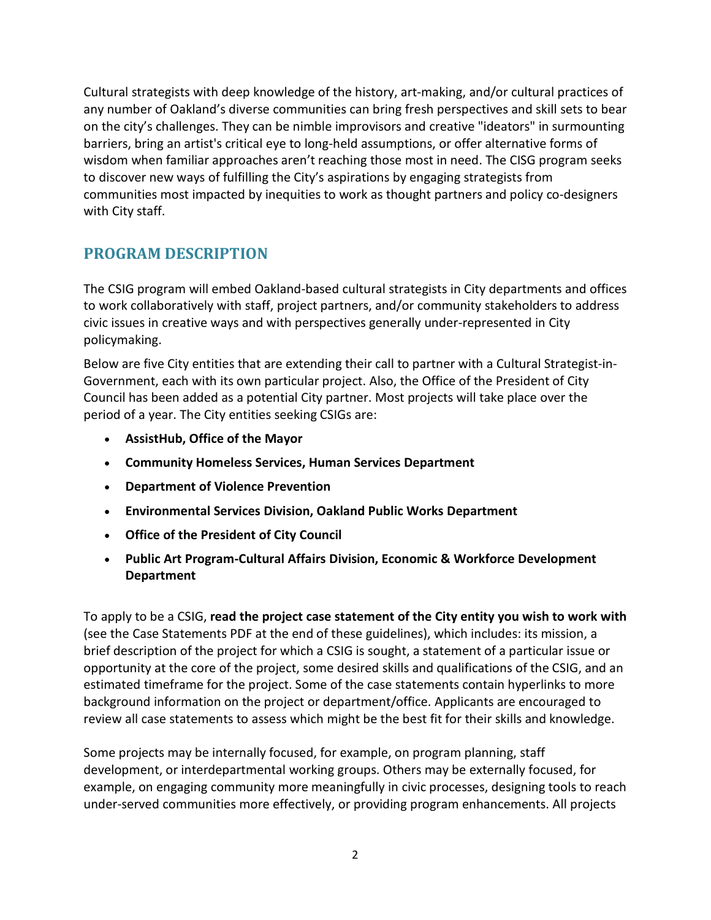Cultural strategists with deep knowledge of the history, art-making, and/or cultural practices of any number of Oakland's diverse communities can bring fresh perspectives and skill sets to bear on the city's challenges. They can be nimble improvisors and creative "ideators" in surmounting barriers, bring an artist's critical eye to long-held assumptions, or offer alternative forms of wisdom when familiar approaches aren't reaching those most in need. The CISG program seeks to discover new ways of fulfilling the City's aspirations by engaging strategists from communities most impacted by inequities to work as thought partners and policy co-designers with City staff.

## PROGRAM DESCRIPTION

The CSIG program will embed Oakland-based cultural strategists in City departments and offices to work collaboratively with staff, project partners, and/or community stakeholders to address civic issues in creative ways and with perspectives generally under-represented in City policymaking.

Below are five City entities that are extending their call to partner with a Cultural Strategist-in-Government, each with its own particular project. Also, the Office of the President of City Council has been added as a potential City partner. Most projects will take place over the period of a year. The City entities seeking CSIGs are:

- **AssistHub, Office of the Mayor**
- **Community Homeless Services, Human Services Department**
- **Department of Violence Prevention**
- **Environmental Services Division, Oakland Public Works Department**
- **Office of the President of City Council**
- **Public Art Program-Cultural Affairs Division, Economic & Workforce Development Department**

To apply to be a CSIG, **read the project case statement of the City entity you wish to work with** (see the Case Statements PDF at the end of these guidelines), which includes: its mission, a brief description of the project for which a CSIG is sought, a statement of a particular issue or opportunity at the core of the project, some desired skills and qualifications of the CSIG, and an estimated timeframe for the project. Some of the case statements contain hyperlinks to more background information on the project or department/office. Applicants are encouraged to review all case statements to assess which might be the best fit for their skills and knowledge.

Some projects may be internally focused, for example, on program planning, staff development, or interdepartmental working groups. Others may be externally focused, for example, on engaging community more meaningfully in civic processes, designing tools to reach under-served communities more effectively, or providing program enhancements. All projects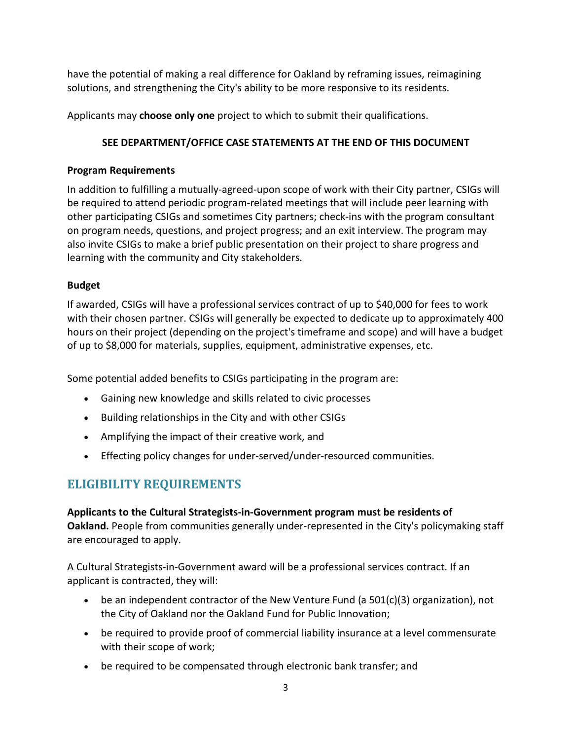have the potential of making a real difference for Oakland by reframing issues, reimagining solutions, and strengthening the City's ability to be more responsive to its residents.

Applicants may **choose only one** project to which to submit their qualifications.

**SEE DEPARTMENT/OFFICE CASE STATEMENTS AT THE END OF THIS DOCUMENT**

**Program Requirements**

In addition to fulfilling a mutually-agreed-upon scope of work with their City partner, CSIGs will be required to attend periodic program-related meetings that will include peer learning with other participating CSIGs and sometimes City partners; check-ins with the program consultant on program needs, questions, and project progress; and an exit interview. The program may also invite CSIGs to make a brief public presentation on their project to share progress and learning with the community and City stakeholders.

**Budget**

If awarded, CSIGs will have a professional services contract of up to $40,000 for fees to work with their chosen partner. CSIGs will generally be expected to dedicate up to approximately 400 hours on their project (depending on the project's timeframe and scope) and will have a budget of up to $8,000 for materials, supplies, equipment, administrative expenses, etc.

Some potential added benefits to CSIGs participating in the program are:

- Gaining new knowledge and skills related to civic processes
- Building relationships in the City and with other CSIGs
- Amplifying the impact of their creative work, and
- Effecting policy changes for under-served/under-resourced communities.

## ELIGIBILITY REQUIREMENTS

**Applicants to the Cultural Strategists-in-Government program must be residents of Oakland.** People from communities generally under-represented in the City's policymaking staff are encouraged to apply.

A Cultural Strategists-in-Government award will be a professional services contract. If an applicant is contracted, they will:

- be an independent contractor of the New Venture Fund (a 501(c)(3) organization), not the City of Oakland nor the Oakland Fund for Public Innovation;
- be required to provide proof of commercial liability insurance at a level commensurate with their scope of work;
- be required to be compensated through electronic bank transfer; and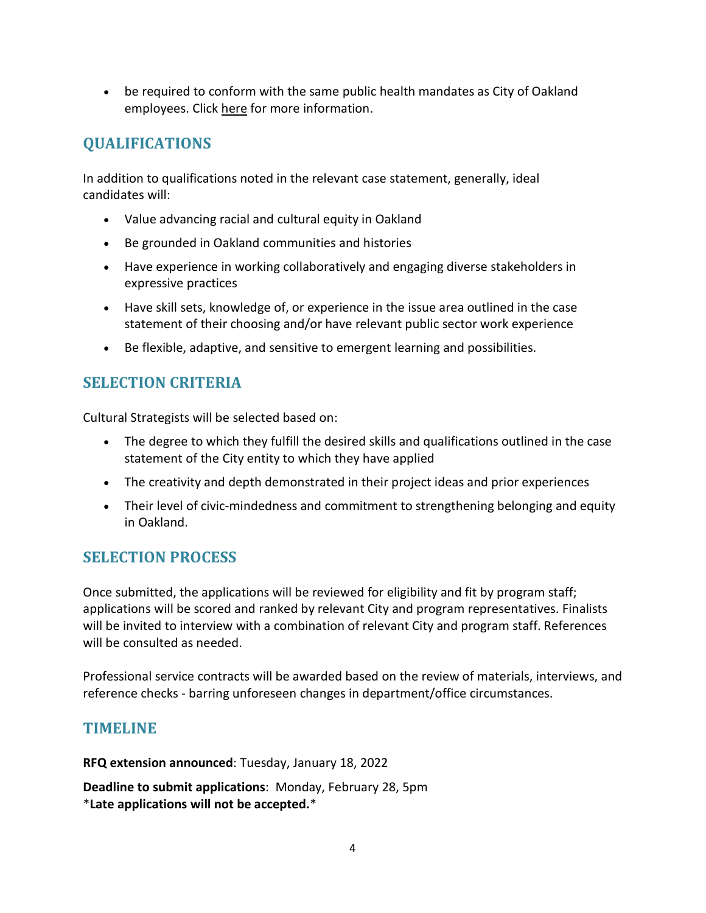- be required to conform with the same public health mandates as City of Oakland employees. Click here for more information.

## QUALIFICATIONS

In addition to qualifications noted in the relevant case statement, generally, ideal candidates will:

- Value advancing racial and cultural equity in Oakland
- Be grounded in Oakland communities and histories
- Have experience in working collaboratively and engaging diverse stakeholders in expressive practices
- Have skill sets, knowledge of, or experience in the issue area outlined in the case statement of their choosing and/or have relevant public sector work experience
- Be flexible, adaptive, and sensitive to emergent learning and possibilities.

## SELECTION CRITERIA

Cultural Strategists will be selected based on:

- The degree to which they fulfill the desired skills and qualifications outlined in the case statement of the City entity to which they have applied
- The creativity and depth demonstrated in their project ideas and prior experiences
- Their level of civic-mindedness and commitment to strengthening belonging and equity in Oakland.

## SELECTION PROCESS

Once submitted, the applications will be reviewed for eligibility and fit by program staff; applications will be scored and ranked by relevant City and program representatives. Finalists will be invited to interview with a combination of relevant City and program staff. References will be consulted as needed.

Professional service contracts will be awarded based on the review of materials, interviews, and reference checks - barring unforeseen changes in department/office circumstances.

## TIMELINE

**RFQ extension announced**: Tuesday, January 18, 2022

**Deadline to submit applications**: Monday, February 28, 5pm
\***Late applications will not be accepted.**\*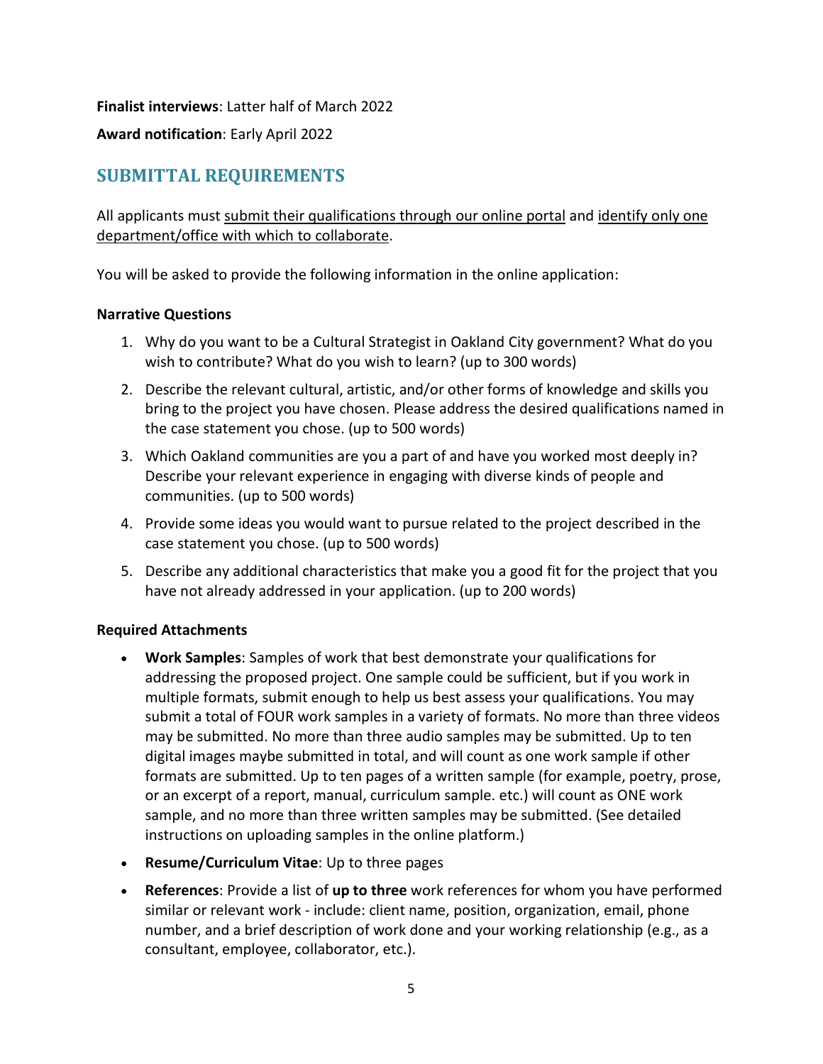**Finalist interviews**: Latter half of March 2022

**Award notification**: Early April 2022

## SUBMITTAL REQUIREMENTS

All applicants must submit their qualifications through our online portal and identify only one department/office with which to collaborate.

You will be asked to provide the following information in the online application:

**Narrative Questions**

1. Why do you want to be a Cultural Strategist in Oakland City government? What do you wish to contribute? What do you wish to learn? (up to 300 words)
2. Describe the relevant cultural, artistic, and/or other forms of knowledge and skills you bring to the project you have chosen. Please address the desired qualifications named in the case statement you chose. (up to 500 words)
3. Which Oakland communities are you a part of and have you worked most deeply in? Describe your relevant experience in engaging with diverse kinds of people and communities. (up to 500 words)
4. Provide some ideas you would want to pursue related to the project described in the case statement you chose. (up to 500 words)
5. Describe any additional characteristics that make you a good fit for the project that you have not already addressed in your application. (up to 200 words)

**Required Attachments**

- **Work Samples**: Samples of work that best demonstrate your qualifications for addressing the proposed project. One sample could be sufficient, but if you work in multiple formats, submit enough to help us best assess your qualifications. You may submit a total of FOUR work samples in a variety of formats. No more than three videos may be submitted. No more than three audio samples may be submitted. Up to ten digital images maybe submitted in total, and will count as one work sample if other formats are submitted. Up to ten pages of a written sample (for example, poetry, prose, or an excerpt of a report, manual, curriculum sample. etc.) will count as ONE work sample, and no more than three written samples may be submitted. (See detailed instructions on uploading samples in the online platform.)
- **Resume/Curriculum Vitae**: Up to three pages
- **References**: Provide a list of **up to three** work references for whom you have performed similar or relevant work - include: client name, position, organization, email, phone number, and a brief description of work done and your working relationship (e.g., as a consultant, employee, collaborator, etc.).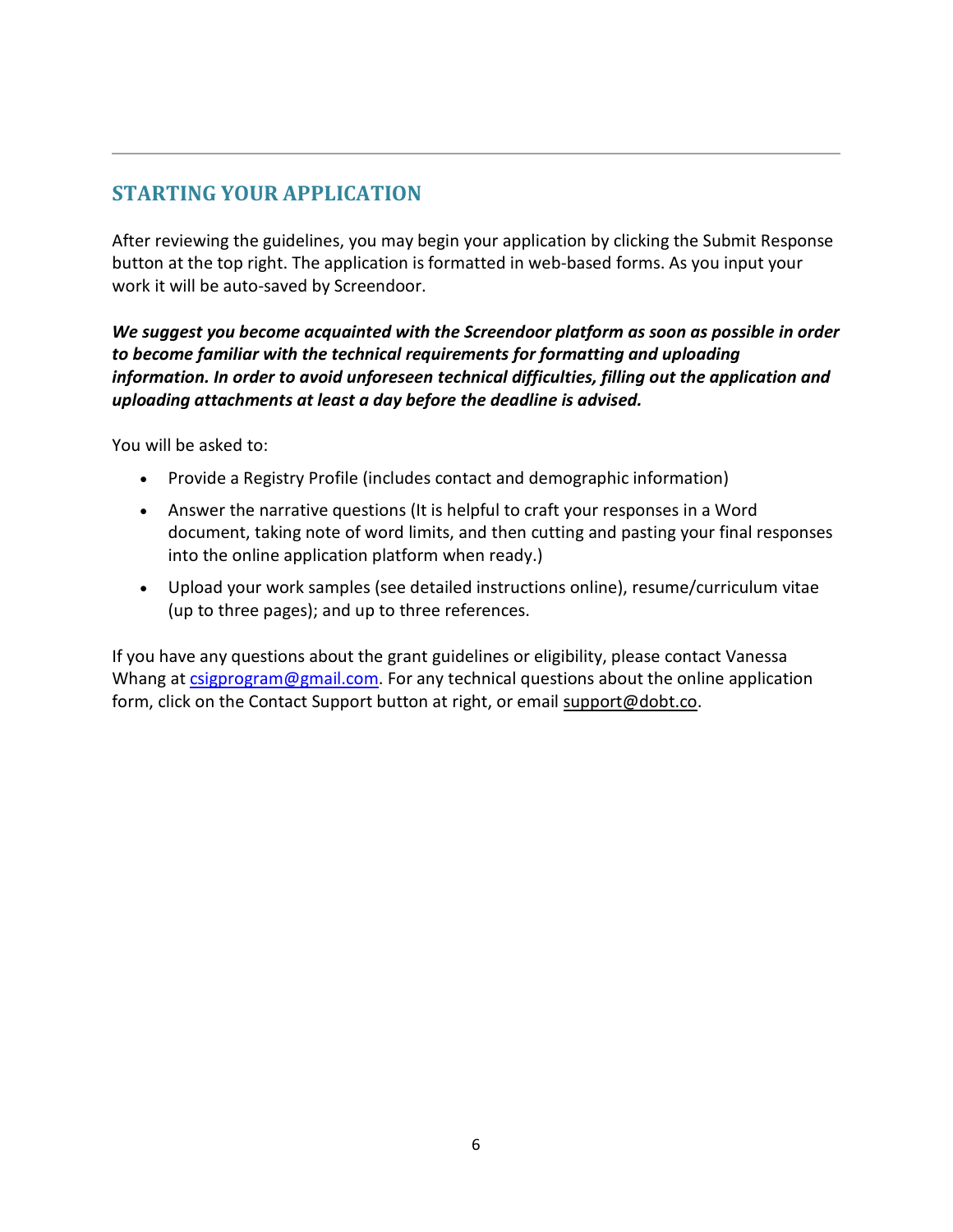---

## STARTING YOUR APPLICATION

After reviewing the guidelines, you may begin your application by clicking the Submit Response button at the top right. The application is formatted in web-based forms. As you input your work it will be auto-saved by Screendoor.

***We suggest you become acquainted with the Screendoor platform as soon as possible in order to become familiar with the technical requirements for formatting and uploading information. In order to avoid unforeseen technical difficulties, filling out the application and uploading attachments at least a day before the deadline is advised.***

You will be asked to:

- Provide a Registry Profile (includes contact and demographic information)
- Answer the narrative questions (It is helpful to craft your responses in a Word document, taking note of word limits, and then cutting and pasting your final responses into the online application platform when ready.)
- Upload your work samples (see detailed instructions online), resume/curriculum vitae (up to three pages); and up to three references.

If you have any questions about the grant guidelines or eligibility, please contact Vanessa Whang at csigprogram@gmail.com. For any technical questions about the online application form, click on the Contact Support button at right, or email support@dobt.co.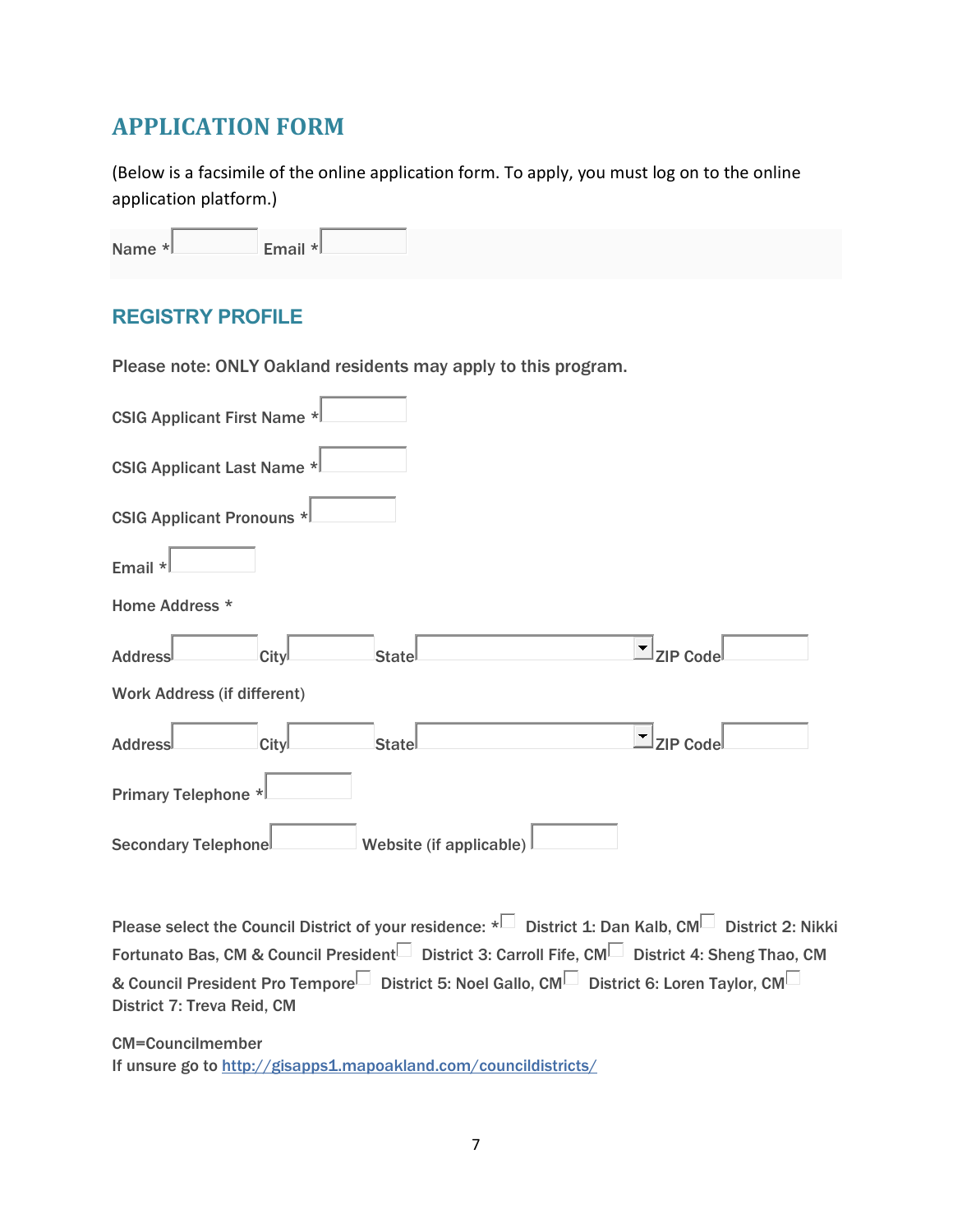## APPLICATION FORM

(Below is a facsimile of the online application form. To apply, you must log on to the online application platform.)

Name * Email *

### REGISTRY PROFILE

Please note: ONLY Oakland residents may apply to this program.

CSIG Applicant First Name *

CSIG Applicant Last Name *

CSIG Applicant Pronouns *

Email *

Home Address *

Address City State ZIP Code

Work Address (if different)

Address City State ZIP Code

Primary Telephone *

Secondary Telephone Website (if applicable)

Please select the Council District of your residence: *

- District 1: Dan Kalb, CM
- District 2: Nikki Fortunato Bas, CM & Council President
- District 3: Carroll Fife, CM
- District 4: Sheng Thao, CM & Council President Pro Tempore
- District 5: Noel Gallo, CM
- District 6: Loren Taylor, CM
- District 7: Treva Reid, CM

CM=Councilmember
If unsure go to http://gisapps1.mapoakland.com/councildistricts/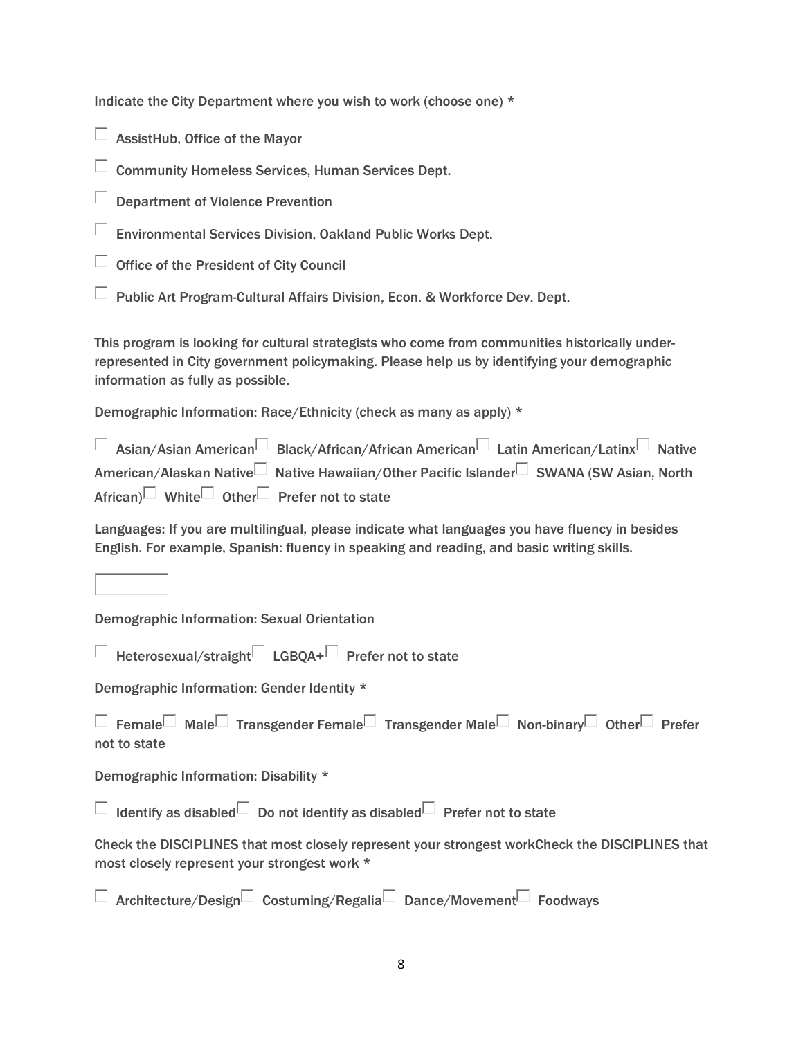Indicate the City Department where you wish to work (choose one) *

☐ AssistHub, Office of the Mayor

☐ Community Homeless Services, Human Services Dept.

☐ Department of Violence Prevention

☐ Environmental Services Division, Oakland Public Works Dept.

☐ Office of the President of City Council

☐ Public Art Program-Cultural Affairs Division, Econ. & Workforce Dev. Dept.

This program is looking for cultural strategists who come from communities historically under-represented in City government policymaking. Please help us by identifying your demographic information as fully as possible.

Demographic Information: Race/Ethnicity (check as many as apply) *

☐ Asian/Asian American ☐ Black/African/African American ☐ Latin American/Latinx ☐ Native American/Alaskan Native ☐ Native Hawaiian/Other Pacific Islander ☐ SWANA (SW Asian, North African) ☐ White ☐ Other ☐ Prefer not to state

Languages: If you are multilingual, please indicate what languages you have fluency in besides English. For example, Spanish: fluency in speaking and reading, and basic writing skills.

☐

Demographic Information: Sexual Orientation

☐ Heterosexual/straight ☐ LGBQA+ ☐ Prefer not to state

Demographic Information: Gender Identity *

☐ Female ☐ Male ☐ Transgender Female ☐ Transgender Male ☐ Non-binary ☐ Other ☐ Prefer not to state

Demographic Information: Disability *

☐ Identify as disabled ☐ Do not identify as disabled ☐ Prefer not to state

Check the DISCIPLINES that most closely represent your strongest workCheck the DISCIPLINES that most closely represent your strongest work *

☐ Architecture/Design ☐ Costuming/Regalia ☐ Dance/Movement ☐ Foodways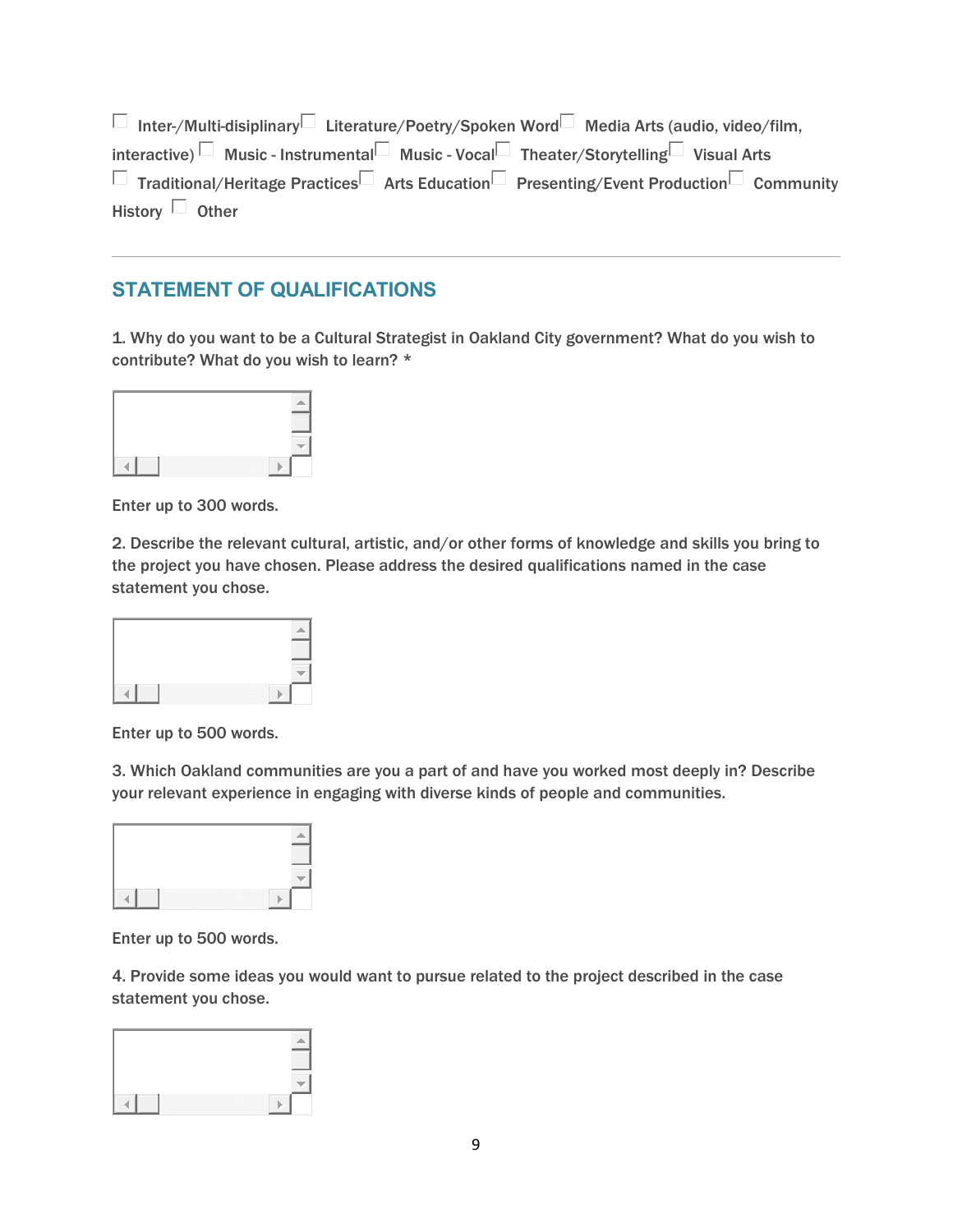☐ Inter-/Multi-disiplinary ☐ Literature/Poetry/Spoken Word ☐ Media Arts (audio, video/film, interactive) ☐ Music - Instrumental ☐ Music - Vocal ☐ Theater/Storytelling ☐ Visual Arts ☐ Traditional/Heritage Practices ☐ Arts Education ☐ Presenting/Event Production ☐ Community History ☐ Other

---

## STATEMENT OF QUALIFICATIONS

1. Why do you want to be a Cultural Strategist in Oakland City government? What do you wish to contribute? What do you wish to learn? *

Enter up to 300 words.

2. Describe the relevant cultural, artistic, and/or other forms of knowledge and skills you bring to the project you have chosen. Please address the desired qualifications named in the case statement you chose.

Enter up to 500 words.

3. Which Oakland communities are you a part of and have you worked most deeply in? Describe your relevant experience in engaging with diverse kinds of people and communities.

Enter up to 500 words.

4. Provide some ideas you would want to pursue related to the project described in the case statement you chose.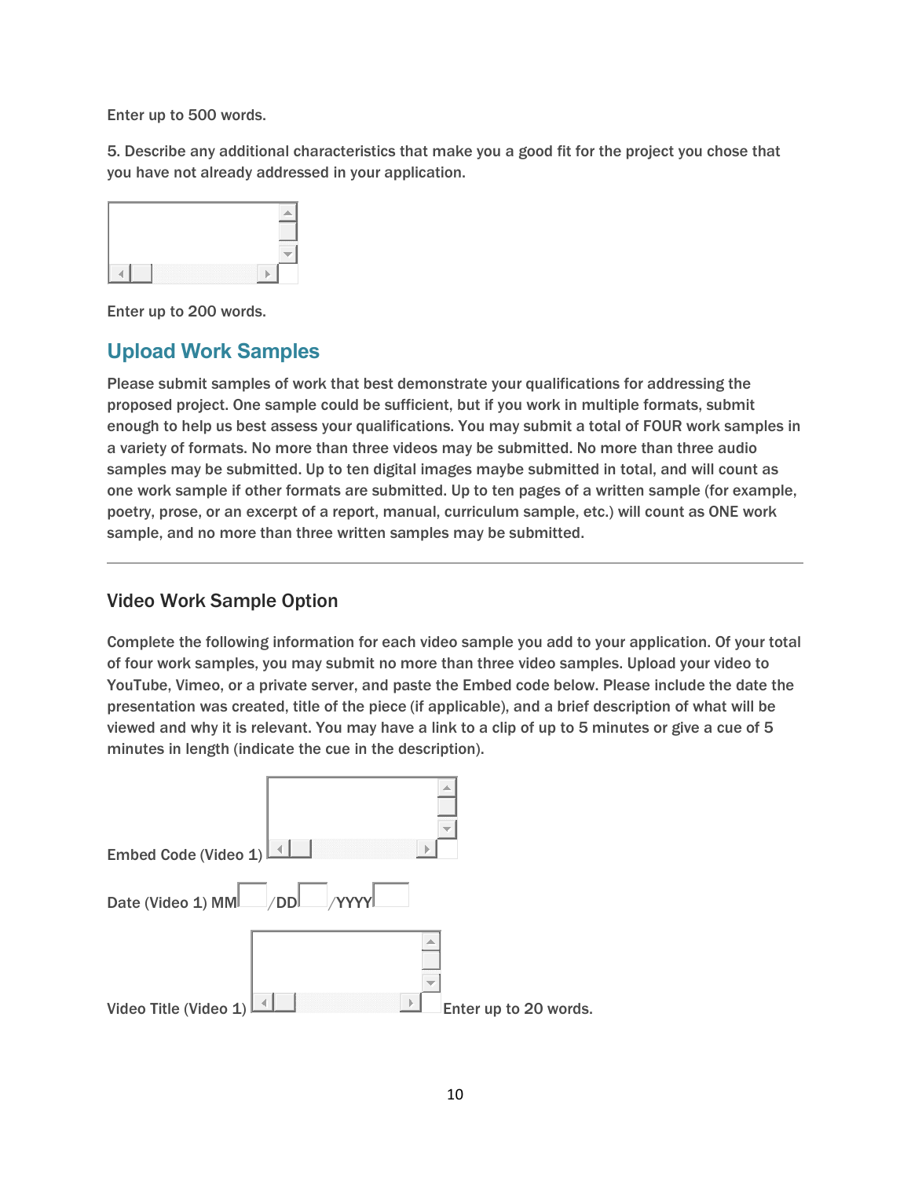Enter up to 500 words.

5. Describe any additional characteristics that make you a good fit for the project you chose that you have not already addressed in your application.

Enter up to 200 words.

## Upload Work Samples

Please submit samples of work that best demonstrate your qualifications for addressing the proposed project. One sample could be sufficient, but if you work in multiple formats, submit enough to help us best assess your qualifications. You may submit a total of FOUR work samples in a variety of formats. No more than three videos may be submitted. No more than three audio samples may be submitted. Up to ten digital images maybe submitted in total, and will count as one work sample if other formats are submitted. Up to ten pages of a written sample (for example, poetry, prose, or an excerpt of a report, manual, curriculum sample, etc.) will count as ONE work sample, and no more than three written samples may be submitted.

---

### Video Work Sample Option

Complete the following information for each video sample you add to your application. Of your total of four work samples, you may submit no more than three video samples. Upload your video to YouTube, Vimeo, or a private server, and paste the Embed code below. Please include the date the presentation was created, title of the piece (if applicable), and a brief description of what will be viewed and why it is relevant. You may have a link to a clip of up to 5 minutes or give a cue of 5 minutes in length (indicate the cue in the description).

Embed Code (Video 1)

Date (Video 1) MM /DD /YYYY

Video Title (Video 1) Enter up to 20 words.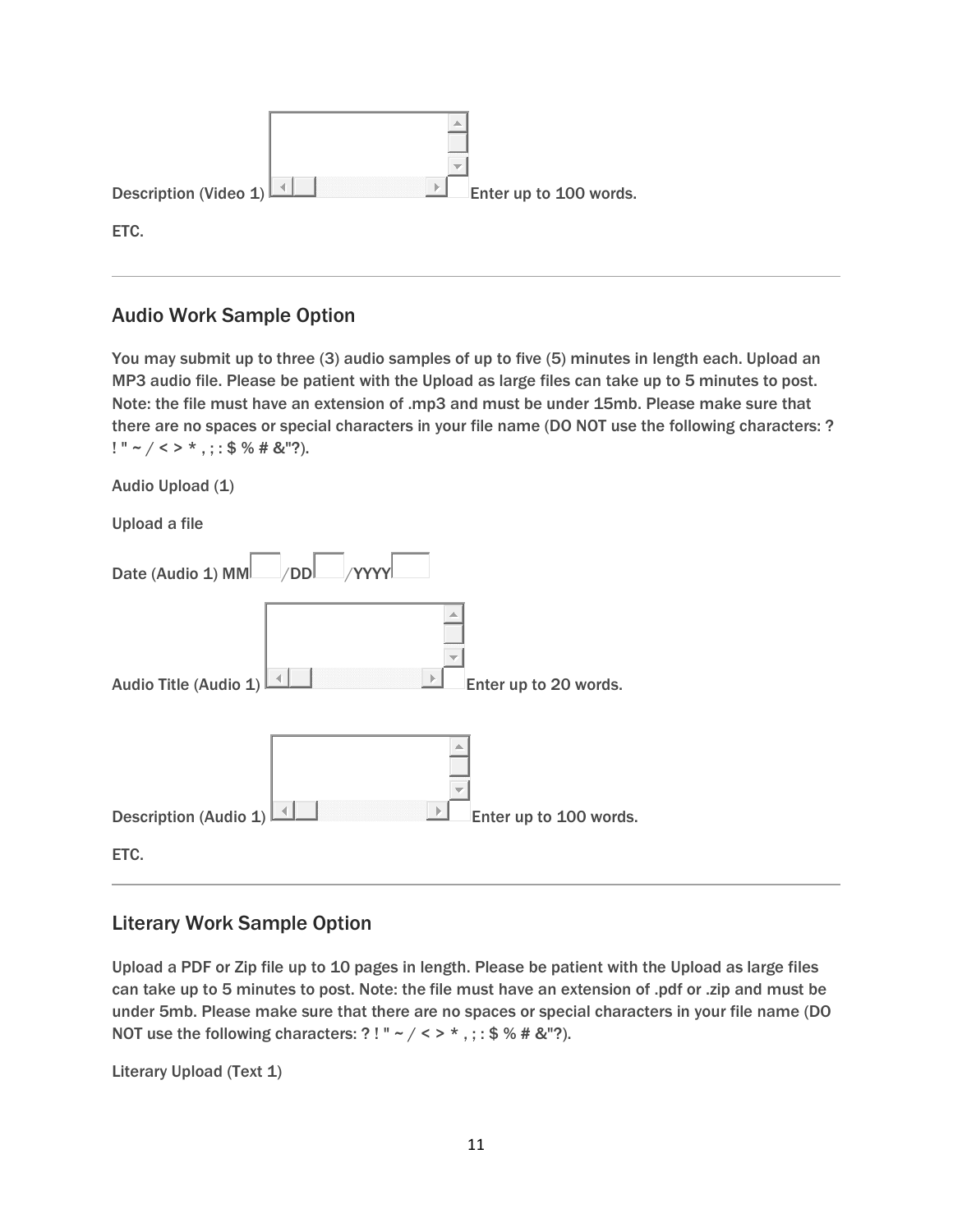Description (Video 1) Enter up to 100 words.

ETC.

---

## Audio Work Sample Option

You may submit up to three (3) audio samples of up to five (5) minutes in length each. Upload an MP3 audio file. Please be patient with the Upload as large files can take up to 5 minutes to post. Note: the file must have an extension of .mp3 and must be under 15mb. Please make sure that there are no spaces or special characters in your file name (DO NOT use the following characters: ? ! " ~ / < > * , ; : $ % # &"?).

Audio Upload (1)

Upload a file

Date (Audio 1) MM /DD /YYYY

Audio Title (Audio 1) Enter up to 20 words.

Description (Audio 1) Enter up to 100 words.

ETC.

---

## Literary Work Sample Option

Upload a PDF or Zip file up to 10 pages in length. Please be patient with the Upload as large files can take up to 5 minutes to post. Note: the file must have an extension of .pdf or .zip and must be under 5mb. Please make sure that there are no spaces or special characters in your file name (DO NOT use the following characters: ? ! " ~ / < > * , ; : $ % # &"?).

Literary Upload (Text 1)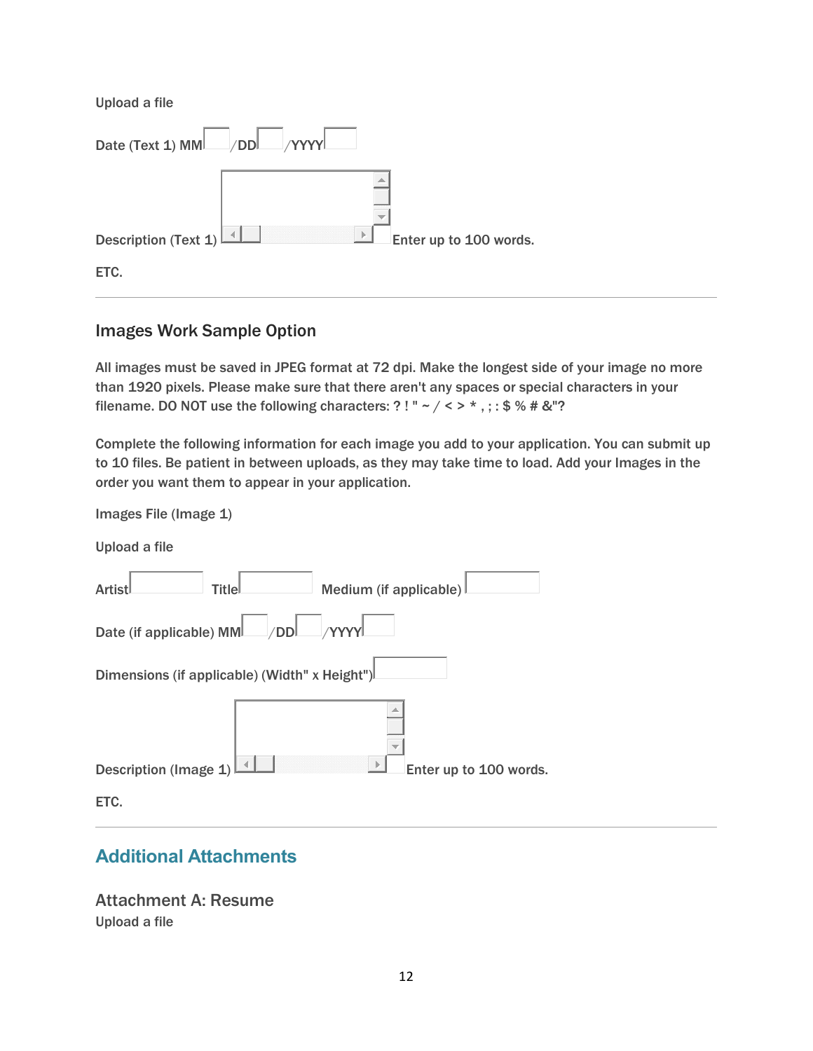Upload a file

Date (Text 1) MM /DD /YYYY

Description (Text 1) Enter up to 100 words.

ETC.

---

### Images Work Sample Option

All images must be saved in JPEG format at 72 dpi. Make the longest side of your image no more than 1920 pixels. Please make sure that there aren't any spaces or special characters in your filename. DO NOT use the following characters: ? ! " ~ / < > * , ; : $ % # &"?

Complete the following information for each image you add to your application. You can submit up to 10 files. Be patient in between uploads, as they may take time to load. Add your Images in the order you want them to appear in your application.

Images File (Image 1)

Upload a file

Artist Title Medium (if applicable)

Date (if applicable) MM /DD /YYYY

Dimensions (if applicable) (Width" x Height")

Description (Image 1) Enter up to 100 words.

ETC.

---

## Additional Attachments

### Attachment A: Resume

Upload a file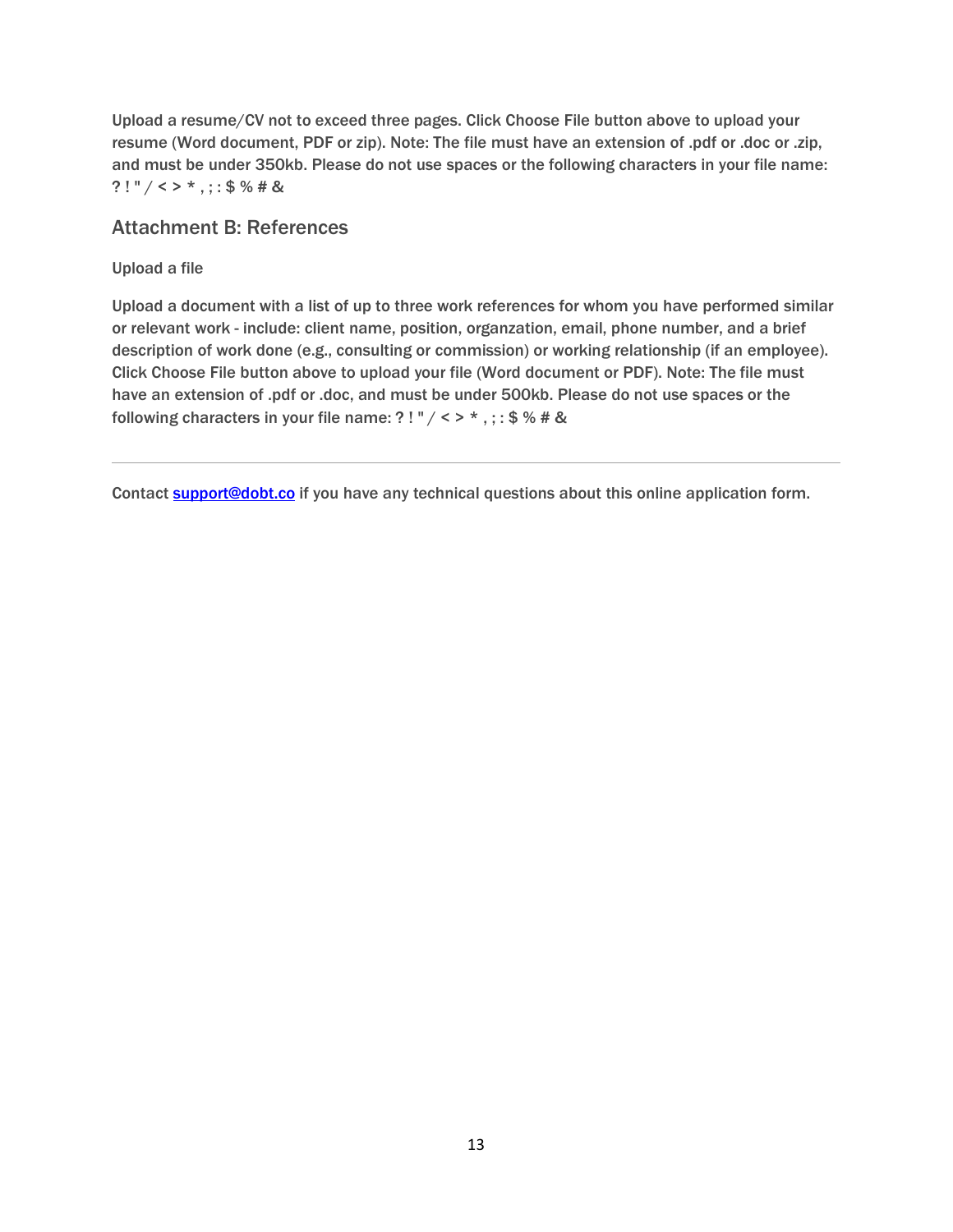Upload a resume/CV not to exceed three pages. Click Choose File button above to upload your resume (Word document, PDF or zip). Note: The file must have an extension of .pdf or .doc or .zip, and must be under 350kb. Please do not use spaces or the following characters in your file name: ? ! " / < > * , ; : $ % # &

## Attachment B: References

Upload a file

Upload a document with a list of up to three work references for whom you have performed similar or relevant work - include: client name, position, organzation, email, phone number, and a brief description of work done (e.g., consulting or commission) or working relationship (if an employee). Click Choose File button above to upload your file (Word document or PDF). Note: The file must have an extension of .pdf or .doc, and must be under 500kb. Please do not use spaces or the following characters in your file name: ? ! " / < > * , ; : $ % # &

---

Contact [support@dobt.co](mailto:support@dobt.co) if you have any technical questions about this online application form.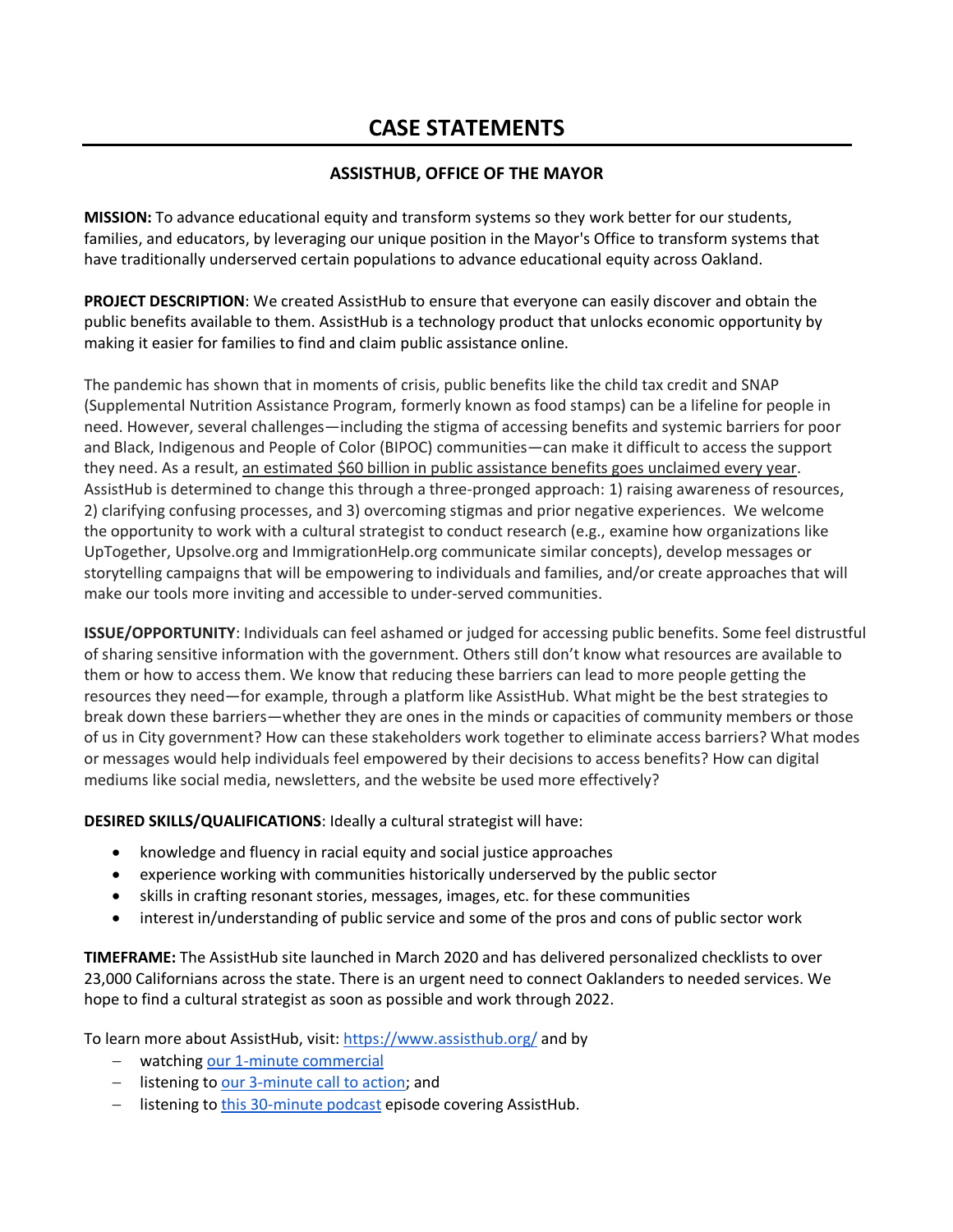# CASE STATEMENTS

## ASSISTHUB, OFFICE OF THE MAYOR

**MISSION:** To advance educational equity and transform systems so they work better for our students, families, and educators, by leveraging our unique position in the Mayor's Office to transform systems that have traditionally underserved certain populations to advance educational equity across Oakland.

**PROJECT DESCRIPTION**: We created AssistHub to ensure that everyone can easily discover and obtain the public benefits available to them. AssistHub is a technology product that unlocks economic opportunity by making it easier for families to find and claim public assistance online.

The pandemic has shown that in moments of crisis, public benefits like the child tax credit and SNAP (Supplemental Nutrition Assistance Program, formerly known as food stamps) can be a lifeline for people in need. However, several challenges—including the stigma of accessing benefits and systemic barriers for poor and Black, Indigenous and People of Color (BIPOC) communities—can make it difficult to access the support they need. As a result, an estimated $60 billion in public assistance benefits goes unclaimed every year. AssistHub is determined to change this through a three-pronged approach: 1) raising awareness of resources, 2) clarifying confusing processes, and 3) overcoming stigmas and prior negative experiences. We welcome the opportunity to work with a cultural strategist to conduct research (e.g., examine how organizations like UpTogether, Upsolve.org and ImmigrationHelp.org communicate similar concepts), develop messages or storytelling campaigns that will be empowering to individuals and families, and/or create approaches that will make our tools more inviting and accessible to under-served communities.

**ISSUE/OPPORTUNITY**: Individuals can feel ashamed or judged for accessing public benefits. Some feel distrustful of sharing sensitive information with the government. Others still don't know what resources are available to them or how to access them. We know that reducing these barriers can lead to more people getting the resources they need—for example, through a platform like AssistHub. What might be the best strategies to break down these barriers—whether they are ones in the minds or capacities of community members or those of us in City government? How can these stakeholders work together to eliminate access barriers? What modes or messages would help individuals feel empowered by their decisions to access benefits? How can digital mediums like social media, newsletters, and the website be used more effectively?

**DESIRED SKILLS/QUALIFICATIONS**: Ideally a cultural strategist will have:

- knowledge and fluency in racial equity and social justice approaches
- experience working with communities historically underserved by the public sector
- skills in crafting resonant stories, messages, images, etc. for these communities
- interest in/understanding of public service and some of the pros and cons of public sector work

**TIMEFRAME:** The AssistHub site launched in March 2020 and has delivered personalized checklists to over 23,000 Californians across the state. There is an urgent need to connect Oaklanders to needed services. We hope to find a cultural strategist as soon as possible and work through 2022.

To learn more about AssistHub, visit: https://www.assisthub.org/ and by

- watching our 1-minute commercial
- listening to our 3-minute call to action; and
- listening to this 30-minute podcast episode covering AssistHub.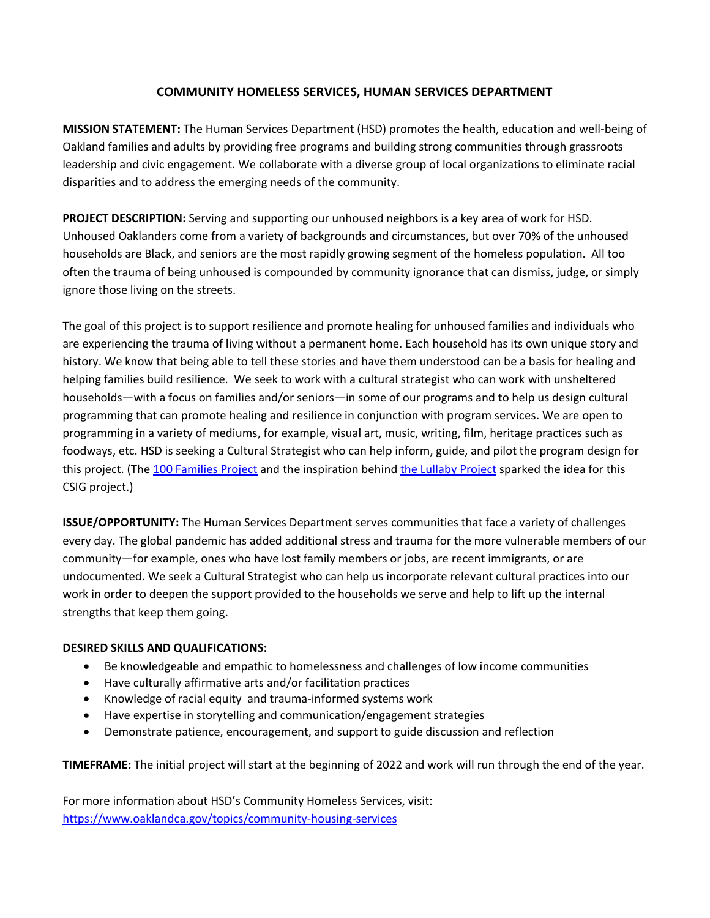# COMMUNITY HOMELESS SERVICES, HUMAN SERVICES DEPARTMENT

**MISSION STATEMENT:** The Human Services Department (HSD) promotes the health, education and well-being of Oakland families and adults by providing free programs and building strong communities through grassroots leadership and civic engagement. We collaborate with a diverse group of local organizations to eliminate racial disparities and to address the emerging needs of the community.

**PROJECT DESCRIPTION:** Serving and supporting our unhoused neighbors is a key area of work for HSD. Unhoused Oaklanders come from a variety of backgrounds and circumstances, but over 70% of the unhoused households are Black, and seniors are the most rapidly growing segment of the homeless population. All too often the trauma of being unhoused is compounded by community ignorance that can dismiss, judge, or simply ignore those living on the streets.

The goal of this project is to support resilience and promote healing for unhoused families and individuals who are experiencing the trauma of living without a permanent home. Each household has its own unique story and history. We know that being able to tell these stories and have them understood can be a basis for healing and helping families build resilience. We seek to work with a cultural strategist who can work with unsheltered households—with a focus on families and/or seniors—in some of our programs and to help us design cultural programming that can promote healing and resilience in conjunction with program services. We are open to programming in a variety of mediums, for example, visual art, music, writing, film, heritage practices such as foodways, etc. HSD is seeking a Cultural Strategist who can help inform, guide, and pilot the program design for this project. (The 100 Families Project and the inspiration behind the Lullaby Project sparked the idea for this CSIG project.)

**ISSUE/OPPORTUNITY:** The Human Services Department serves communities that face a variety of challenges every day. The global pandemic has added additional stress and trauma for the more vulnerable members of our community—for example, ones who have lost family members or jobs, are recent immigrants, or are undocumented. We seek a Cultural Strategist who can help us incorporate relevant cultural practices into our work in order to deepen the support provided to the households we serve and help to lift up the internal strengths that keep them going.

**DESIRED SKILLS AND QUALIFICATIONS:**

- Be knowledgeable and empathic to homelessness and challenges of low income communities
- Have culturally affirmative arts and/or facilitation practices
- Knowledge of racial equity and trauma-informed systems work
- Have expertise in storytelling and communication/engagement strategies
- Demonstrate patience, encouragement, and support to guide discussion and reflection

**TIMEFRAME:** The initial project will start at the beginning of 2022 and work will run through the end of the year.

For more information about HSD's Community Homeless Services, visit:
https://www.oaklandca.gov/topics/community-housing-services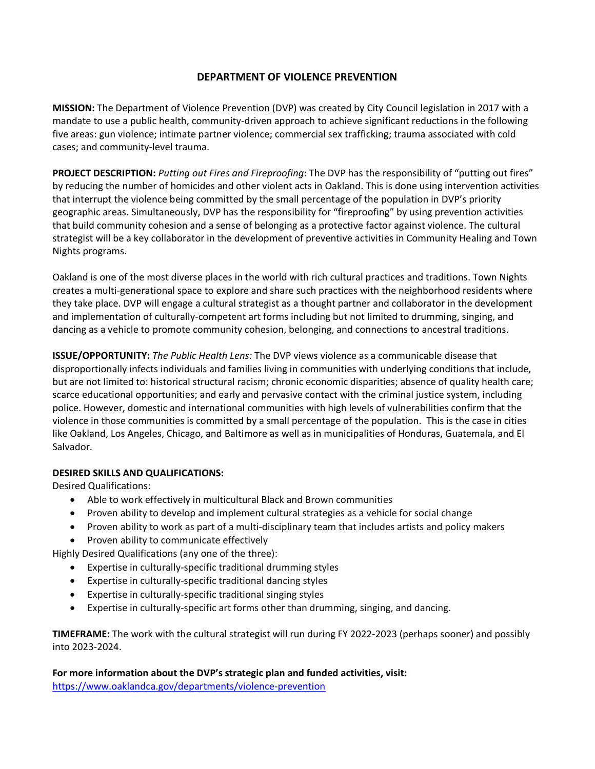# DEPARTMENT OF VIOLENCE PREVENTION

**MISSION:** The Department of Violence Prevention (DVP) was created by City Council legislation in 2017 with a mandate to use a public health, community-driven approach to achieve significant reductions in the following five areas: gun violence; intimate partner violence; commercial sex trafficking; trauma associated with cold cases; and community-level trauma.

**PROJECT DESCRIPTION:** *Putting out Fires and Fireproofing*: The DVP has the responsibility of "putting out fires" by reducing the number of homicides and other violent acts in Oakland. This is done using intervention activities that interrupt the violence being committed by the small percentage of the population in DVP's priority geographic areas. Simultaneously, DVP has the responsibility for "fireproofing" by using prevention activities that build community cohesion and a sense of belonging as a protective factor against violence. The cultural strategist will be a key collaborator in the development of preventive activities in Community Healing and Town Nights programs.

Oakland is one of the most diverse places in the world with rich cultural practices and traditions. Town Nights creates a multi-generational space to explore and share such practices with the neighborhood residents where they take place. DVP will engage a cultural strategist as a thought partner and collaborator in the development and implementation of culturally-competent art forms including but not limited to drumming, singing, and dancing as a vehicle to promote community cohesion, belonging, and connections to ancestral traditions.

**ISSUE/OPPORTUNITY:** *The Public Health Lens:* The DVP views violence as a communicable disease that disproportionally infects individuals and families living in communities with underlying conditions that include, but are not limited to: historical structural racism; chronic economic disparities; absence of quality health care; scarce educational opportunities; and early and pervasive contact with the criminal justice system, including police. However, domestic and international communities with high levels of vulnerabilities confirm that the violence in those communities is committed by a small percentage of the population. This is the case in cities like Oakland, Los Angeles, Chicago, and Baltimore as well as in municipalities of Honduras, Guatemala, and El Salvador.

**DESIRED SKILLS AND QUALIFICATIONS:**

Desired Qualifications:

- Able to work effectively in multicultural Black and Brown communities
- Proven ability to develop and implement cultural strategies as a vehicle for social change
- Proven ability to work as part of a multi-disciplinary team that includes artists and policy makers
- Proven ability to communicate effectively

Highly Desired Qualifications (any one of the three):

- Expertise in culturally-specific traditional drumming styles
- Expertise in culturally-specific traditional dancing styles
- Expertise in culturally-specific traditional singing styles
- Expertise in culturally-specific art forms other than drumming, singing, and dancing.

**TIMEFRAME:** The work with the cultural strategist will run during FY 2022-2023 (perhaps sooner) and possibly into 2023-2024.

**For more information about the DVP's strategic plan and funded activities, visit:**
https://www.oaklandca.gov/departments/violence-prevention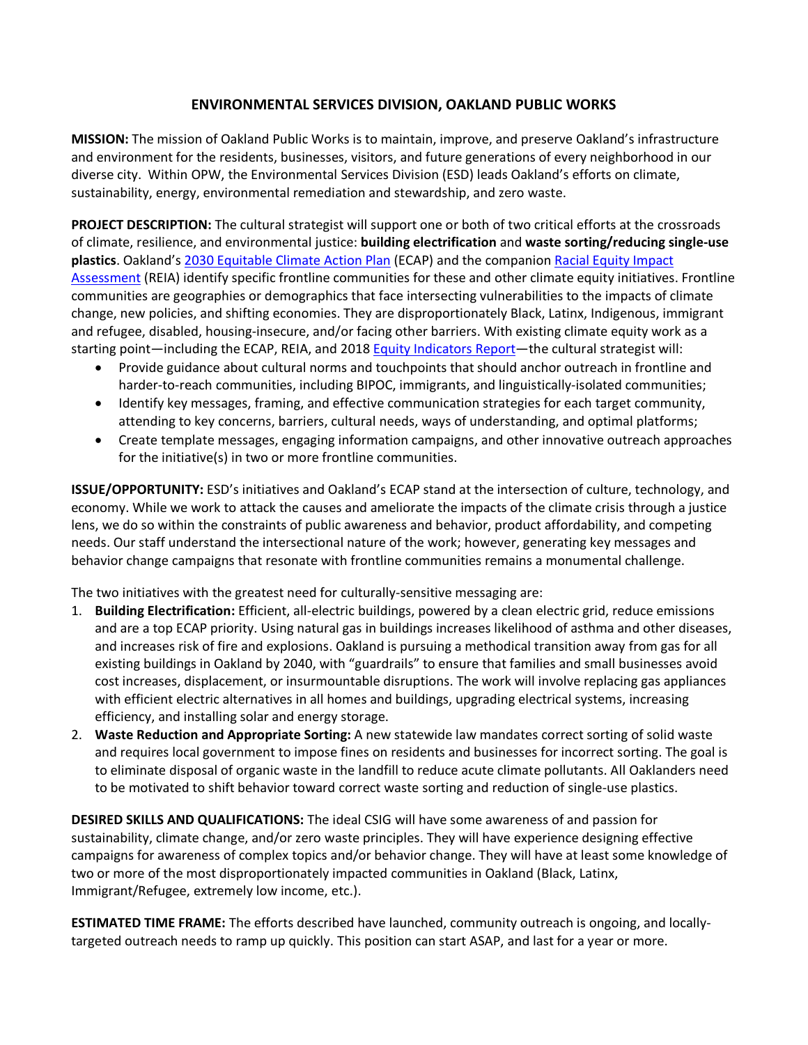## ENVIRONMENTAL SERVICES DIVISION, OAKLAND PUBLIC WORKS

**MISSION:** The mission of Oakland Public Works is to maintain, improve, and preserve Oakland's infrastructure and environment for the residents, businesses, visitors, and future generations of every neighborhood in our diverse city. Within OPW, the Environmental Services Division (ESD) leads Oakland's efforts on climate, sustainability, energy, environmental remediation and stewardship, and zero waste.

**PROJECT DESCRIPTION:** The cultural strategist will support one or both of two critical efforts at the crossroads of climate, resilience, and environmental justice: **building electrification** and **waste sorting/reducing single-use plastics**. Oakland's 2030 Equitable Climate Action Plan (ECAP) and the companion Racial Equity Impact Assessment (REIA) identify specific frontline communities for these and other climate equity initiatives. Frontline communities are geographies or demographics that face intersecting vulnerabilities to the impacts of climate change, new policies, and shifting economies. They are disproportionately Black, Latinx, Indigenous, immigrant and refugee, disabled, housing-insecure, and/or facing other barriers. With existing climate equity work as a starting point—including the ECAP, REIA, and 2018 Equity Indicators Report—the cultural strategist will:

- Provide guidance about cultural norms and touchpoints that should anchor outreach in frontline and harder-to-reach communities, including BIPOC, immigrants, and linguistically-isolated communities;
- Identify key messages, framing, and effective communication strategies for each target community, attending to key concerns, barriers, cultural needs, ways of understanding, and optimal platforms;
- Create template messages, engaging information campaigns, and other innovative outreach approaches for the initiative(s) in two or more frontline communities.

**ISSUE/OPPORTUNITY:** ESD's initiatives and Oakland's ECAP stand at the intersection of culture, technology, and economy. While we work to attack the causes and ameliorate the impacts of the climate crisis through a justice lens, we do so within the constraints of public awareness and behavior, product affordability, and competing needs. Our staff understand the intersectional nature of the work; however, generating key messages and behavior change campaigns that resonate with frontline communities remains a monumental challenge.

The two initiatives with the greatest need for culturally-sensitive messaging are:

1. **Building Electrification:** Efficient, all-electric buildings, powered by a clean electric grid, reduce emissions and are a top ECAP priority. Using natural gas in buildings increases likelihood of asthma and other diseases, and increases risk of fire and explosions. Oakland is pursuing a methodical transition away from gas for all existing buildings in Oakland by 2040, with "guardrails" to ensure that families and small businesses avoid cost increases, displacement, or insurmountable disruptions. The work will involve replacing gas appliances with efficient electric alternatives in all homes and buildings, upgrading electrical systems, increasing efficiency, and installing solar and energy storage.
2. **Waste Reduction and Appropriate Sorting:** A new statewide law mandates correct sorting of solid waste and requires local government to impose fines on residents and businesses for incorrect sorting. The goal is to eliminate disposal of organic waste in the landfill to reduce acute climate pollutants. All Oaklanders need to be motivated to shift behavior toward correct waste sorting and reduction of single-use plastics.

**DESIRED SKILLS AND QUALIFICATIONS:** The ideal CSIG will have some awareness of and passion for sustainability, climate change, and/or zero waste principles. They will have experience designing effective campaigns for awareness of complex topics and/or behavior change. They will have at least some knowledge of two or more of the most disproportionately impacted communities in Oakland (Black, Latinx, Immigrant/Refugee, extremely low income, etc.).

**ESTIMATED TIME FRAME:** The efforts described have launched, community outreach is ongoing, and locally-targeted outreach needs to ramp up quickly. This position can start ASAP, and last for a year or more.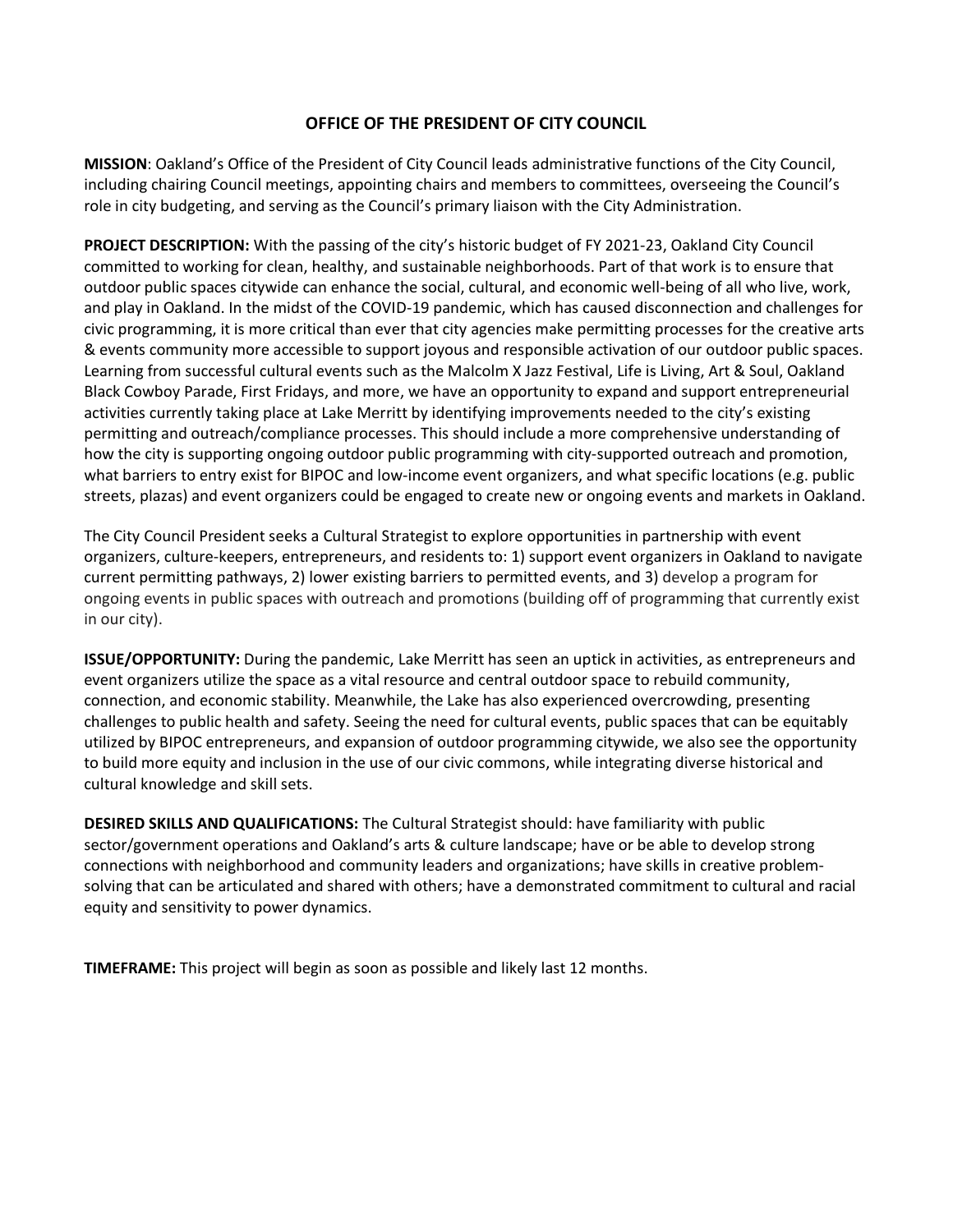## OFFICE OF THE PRESIDENT OF CITY COUNCIL

**MISSION**: Oakland's Office of the President of City Council leads administrative functions of the City Council, including chairing Council meetings, appointing chairs and members to committees, overseeing the Council's role in city budgeting, and serving as the Council's primary liaison with the City Administration.

**PROJECT DESCRIPTION:** With the passing of the city's historic budget of FY 2021-23, Oakland City Council committed to working for clean, healthy, and sustainable neighborhoods. Part of that work is to ensure that outdoor public spaces citywide can enhance the social, cultural, and economic well-being of all who live, work, and play in Oakland. In the midst of the COVID-19 pandemic, which has caused disconnection and challenges for civic programming, it is more critical than ever that city agencies make permitting processes for the creative arts & events community more accessible to support joyous and responsible activation of our outdoor public spaces. Learning from successful cultural events such as the Malcolm X Jazz Festival, Life is Living, Art & Soul, Oakland Black Cowboy Parade, First Fridays, and more, we have an opportunity to expand and support entrepreneurial activities currently taking place at Lake Merritt by identifying improvements needed to the city's existing permitting and outreach/compliance processes. This should include a more comprehensive understanding of how the city is supporting ongoing outdoor public programming with city-supported outreach and promotion, what barriers to entry exist for BIPOC and low-income event organizers, and what specific locations (e.g. public streets, plazas) and event organizers could be engaged to create new or ongoing events and markets in Oakland.

The City Council President seeks a Cultural Strategist to explore opportunities in partnership with event organizers, culture-keepers, entrepreneurs, and residents to: 1) support event organizers in Oakland to navigate current permitting pathways, 2) lower existing barriers to permitted events, and 3) develop a program for ongoing events in public spaces with outreach and promotions (building off of programming that currently exist in our city).

**ISSUE/OPPORTUNITY:** During the pandemic, Lake Merritt has seen an uptick in activities, as entrepreneurs and event organizers utilize the space as a vital resource and central outdoor space to rebuild community, connection, and economic stability. Meanwhile, the Lake has also experienced overcrowding, presenting challenges to public health and safety. Seeing the need for cultural events, public spaces that can be equitably utilized by BIPOC entrepreneurs, and expansion of outdoor programming citywide, we also see the opportunity to build more equity and inclusion in the use of our civic commons, while integrating diverse historical and cultural knowledge and skill sets.

**DESIRED SKILLS AND QUALIFICATIONS:** The Cultural Strategist should: have familiarity with public sector/government operations and Oakland's arts & culture landscape; have or be able to develop strong connections with neighborhood and community leaders and organizations; have skills in creative problem-solving that can be articulated and shared with others; have a demonstrated commitment to cultural and racial equity and sensitivity to power dynamics.

**TIMEFRAME:** This project will begin as soon as possible and likely last 12 months.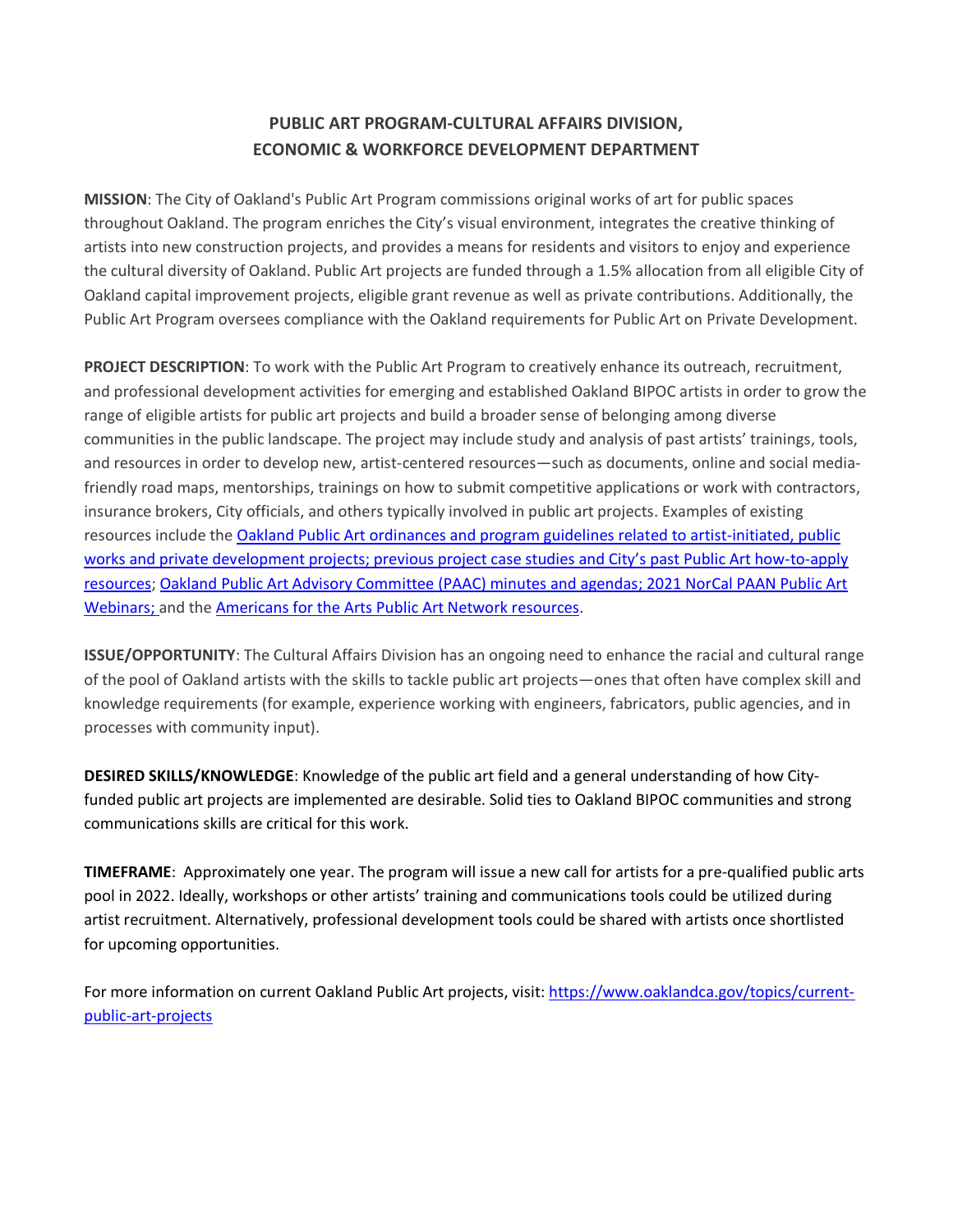## PUBLIC ART PROGRAM-CULTURAL AFFAIRS DIVISION, ECONOMIC & WORKFORCE DEVELOPMENT DEPARTMENT

**MISSION**: The City of Oakland's Public Art Program commissions original works of art for public spaces throughout Oakland. The program enriches the City's visual environment, integrates the creative thinking of artists into new construction projects, and provides a means for residents and visitors to enjoy and experience the cultural diversity of Oakland. Public Art projects are funded through a 1.5% allocation from all eligible City of Oakland capital improvement projects, eligible grant revenue as well as private contributions. Additionally, the Public Art Program oversees compliance with the Oakland requirements for Public Art on Private Development.

**PROJECT DESCRIPTION**: To work with the Public Art Program to creatively enhance its outreach, recruitment, and professional development activities for emerging and established Oakland BIPOC artists in order to grow the range of eligible artists for public art projects and build a broader sense of belonging among diverse communities in the public landscape. The project may include study and analysis of past artists' trainings, tools, and resources in order to develop new, artist-centered resources—such as documents, online and social media-friendly road maps, mentorships, trainings on how to submit competitive applications or work with contractors, insurance brokers, City officials, and others typically involved in public art projects. Examples of existing resources include the Oakland Public Art ordinances and program guidelines related to artist-initiated, public works and private development projects; previous project case studies and City's past Public Art how-to-apply resources; Oakland Public Art Advisory Committee (PAAC) minutes and agendas; 2021 NorCal PAAN Public Art Webinars; and the Americans for the Arts Public Art Network resources.

**ISSUE/OPPORTUNITY**: The Cultural Affairs Division has an ongoing need to enhance the racial and cultural range of the pool of Oakland artists with the skills to tackle public art projects—ones that often have complex skill and knowledge requirements (for example, experience working with engineers, fabricators, public agencies, and in processes with community input).

**DESIRED SKILLS/KNOWLEDGE**: Knowledge of the public art field and a general understanding of how City-funded public art projects are implemented are desirable. Solid ties to Oakland BIPOC communities and strong communications skills are critical for this work.

**TIMEFRAME**: Approximately one year. The program will issue a new call for artists for a pre-qualified public arts pool in 2022. Ideally, workshops or other artists' training and communications tools could be utilized during artist recruitment. Alternatively, professional development tools could be shared with artists once shortlisted for upcoming opportunities.

For more information on current Oakland Public Art projects, visit: https://www.oaklandca.gov/topics/current-public-art-projects